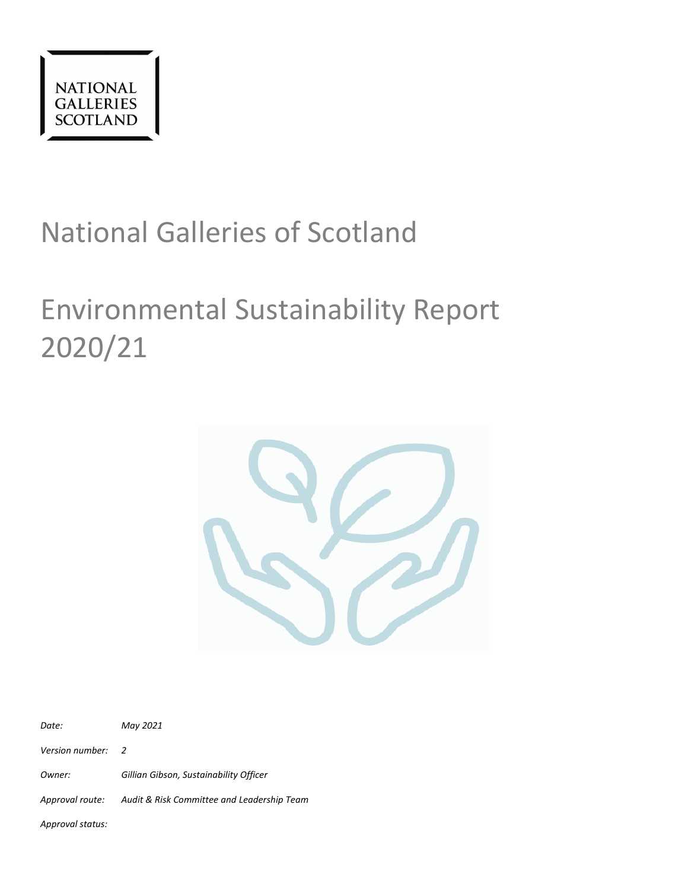NATIONAL
GALLERIES
SCOTLAND

# National Galleries of Scotland

# Environmental Sustainability Report 2020/21

*Date:* *May 2021*

*Version number:* *2*

*Owner:* *Gillian Gibson, Sustainability Officer*

*Approval route:* *Audit & Risk Committee and Leadership Team*

*Approval status:*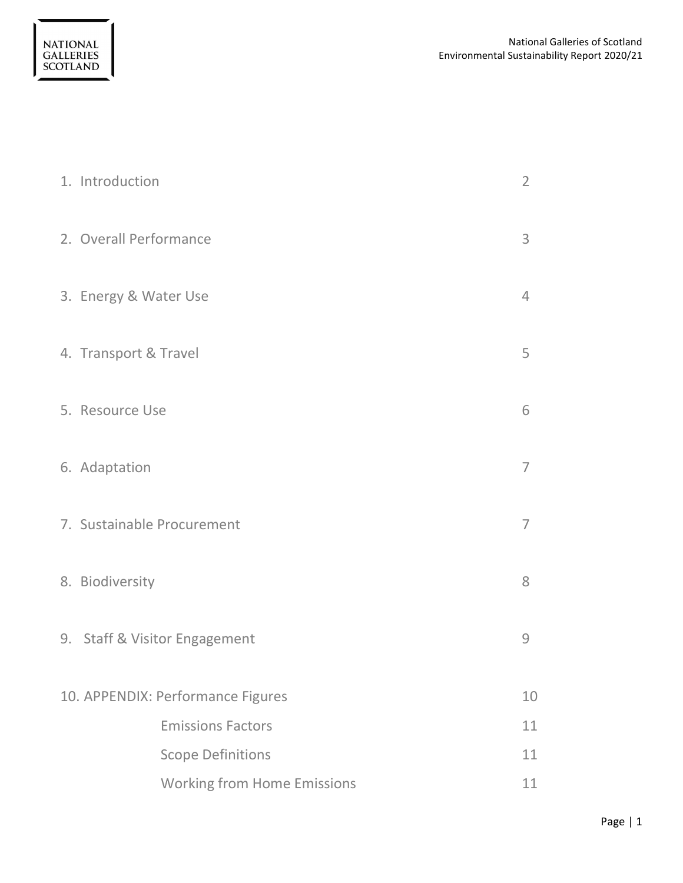| | |
|---|---|
| 1. Introduction | 2 |
| 2. Overall Performance | 3 |
| 3. Energy & Water Use | 4 |
| 4. Transport & Travel | 5 |
| 5. Resource Use | 6 |
| 6. Adaptation | 7 |
| 7. Sustainable Procurement | 7 |
| 8. Biodiversity | 8 |
| 9. Staff & Visitor Engagement | 9 |
| 10. APPENDIX: Performance Figures | 10 |
| Emissions Factors | 11 |
| Scope Definitions | 11 |
| Working from Home Emissions | 11 |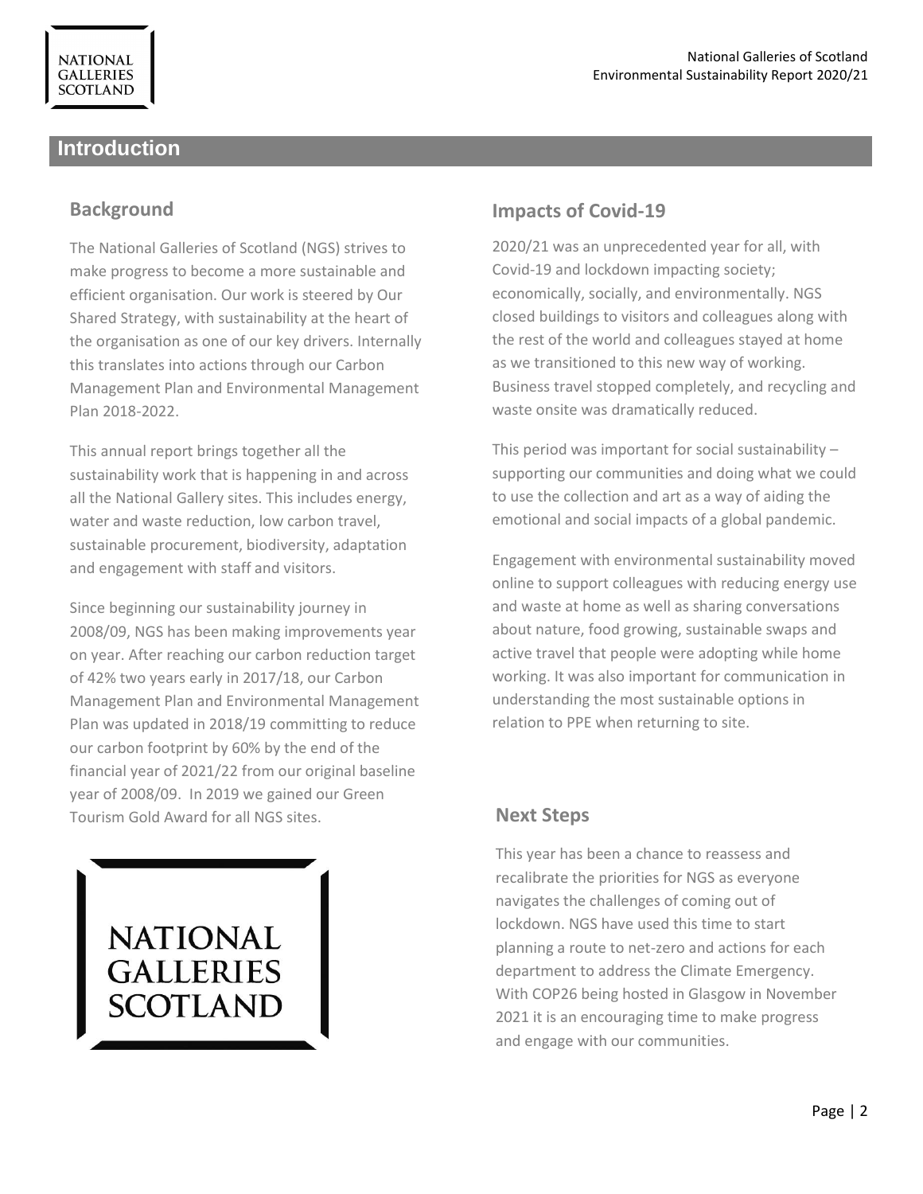# Introduction

## Background

The National Galleries of Scotland (NGS) strives to make progress to become a more sustainable and efficient organisation. Our work is steered by Our Shared Strategy, with sustainability at the heart of the organisation as one of our key drivers. Internally this translates into actions through our Carbon Management Plan and Environmental Management Plan 2018-2022.

This annual report brings together all the sustainability work that is happening in and across all the National Gallery sites. This includes energy, water and waste reduction, low carbon travel, sustainable procurement, biodiversity, adaptation and engagement with staff and visitors.

Since beginning our sustainability journey in 2008/09, NGS has been making improvements year on year. After reaching our carbon reduction target of 42% two years early in 2017/18, our Carbon Management Plan and Environmental Management Plan was updated in 2018/19 committing to reduce our carbon footprint by 60% by the end of the financial year of 2021/22 from our original baseline year of 2008/09. In 2019 we gained our Green Tourism Gold Award for all NGS sites.

NATIONAL GALLERIES SCOTLAND

## Impacts of Covid-19

2020/21 was an unprecedented year for all, with Covid-19 and lockdown impacting society; economically, socially, and environmentally. NGS closed buildings to visitors and colleagues along with the rest of the world and colleagues stayed at home as we transitioned to this new way of working. Business travel stopped completely, and recycling and waste onsite was dramatically reduced.

This period was important for social sustainability – supporting our communities and doing what we could to use the collection and art as a way of aiding the emotional and social impacts of a global pandemic.

Engagement with environmental sustainability moved online to support colleagues with reducing energy use and waste at home as well as sharing conversations about nature, food growing, sustainable swaps and active travel that people were adopting while home working. It was also important for communication in understanding the most sustainable options in relation to PPE when returning to site.

## Next Steps

This year has been a chance to reassess and recalibrate the priorities for NGS as everyone navigates the challenges of coming out of lockdown. NGS have used this time to start planning a route to net-zero and actions for each department to address the Climate Emergency. With COP26 being hosted in Glasgow in November 2021 it is an encouraging time to make progress and engage with our communities.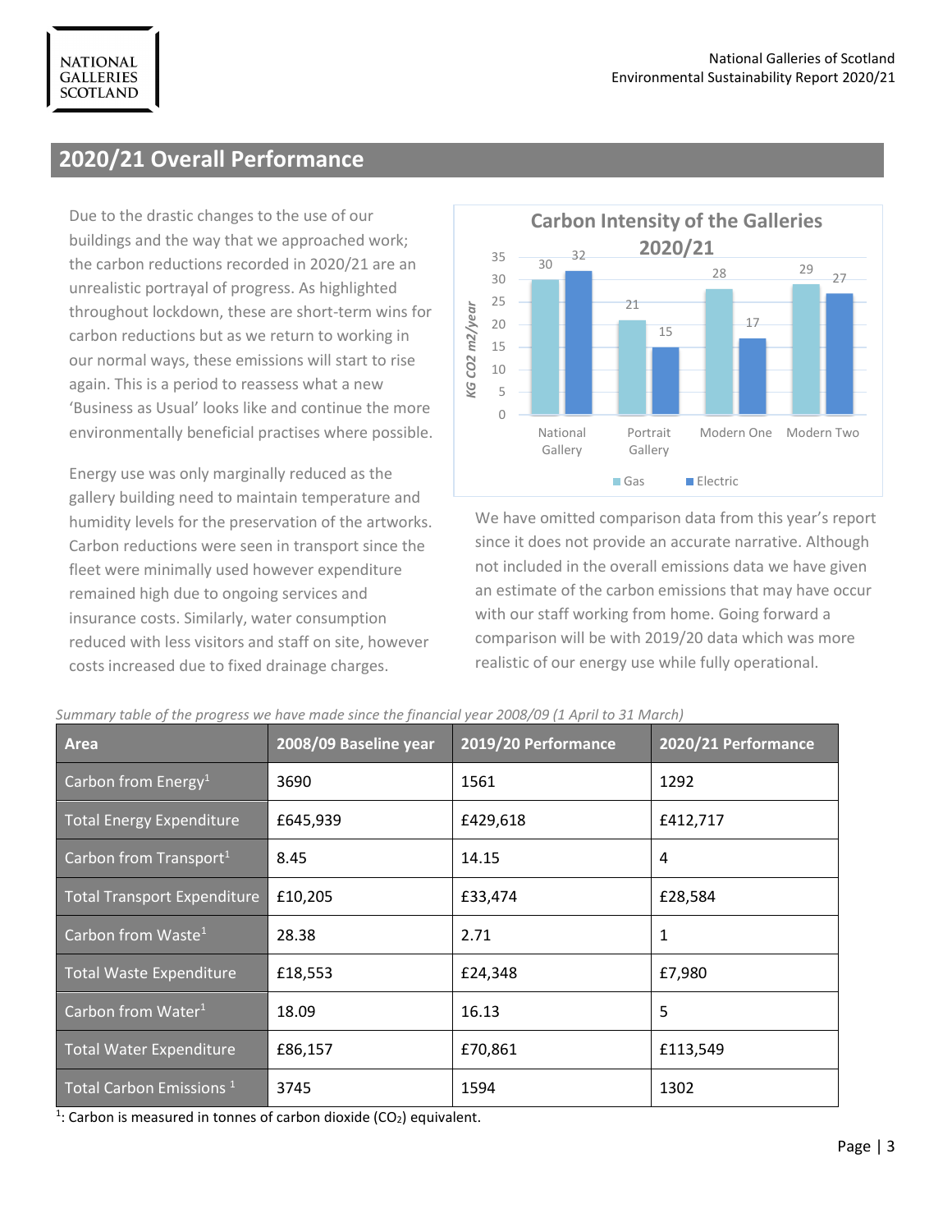## 2020/21 Overall Performance

Due to the drastic changes to the use of our buildings and the way that we approached work; the carbon reductions recorded in 2020/21 are an unrealistic portrayal of progress. As highlighted throughout lockdown, these are short-term wins for carbon reductions but as we return to working in our normal ways, these emissions will start to rise again. This is a period to reassess what a new 'Business as Usual' looks like and continue the more environmentally beneficial practises where possible.

Energy use was only marginally reduced as the gallery building need to maintain temperature and humidity levels for the preservation of the artworks. Carbon reductions were seen in transport since the fleet were minimally used however expenditure remained high due to ongoing services and insurance costs. Similarly, water consumption reduced with less visitors and staff on site, however costs increased due to fixed drainage charges.

**Carbon Intensity of the Galleries 2020/21**

| KG CO2 m2/year | Gas | Electric |
|---|---|---|
| National Gallery | 30 | 32 |
| Portrait Gallery | 21 | 15 |
| Modern One | 28 | 17 |
| Modern Two | 29 | 27 |

We have omitted comparison data from this year's report since it does not provide an accurate narrative. Although not included in the overall emissions data we have given an estimate of the carbon emissions that may have occur with our staff working from home. Going forward a comparison will be with 2019/20 data which was more realistic of our energy use while fully operational.

*Summary table of the progress we have made since the financial year 2008/09 (1 April to 31 March)*

| Area | 2008/09 Baseline year | 2019/20 Performance | 2020/21 Performance |
|---|---|---|---|
| Carbon from Energy[1] | 3690 | 1561 | 1292 |
| Total Energy Expenditure | £645,939 | £429,618 | £412,717 |
| Carbon from Transport[1] | 8.45 | 14.15 | 4 |
| Total Transport Expenditure | £10,205 | £33,474 | £28,584 |
| Carbon from Waste[1] | 28.38 | 2.71 | 1 |
| Total Waste Expenditure | £18,553 | £24,348 | £7,980 |
| Carbon from Water[1] | 18.09 | 16.13 | 5 |
| Total Water Expenditure | £86,157 | £70,861 | £113,549 |
| Total Carbon Emissions [1] | 3745 | 1594 | 1302 |

[1]: Carbon is measured in tonnes of carbon dioxide ($CO_2$) equivalent.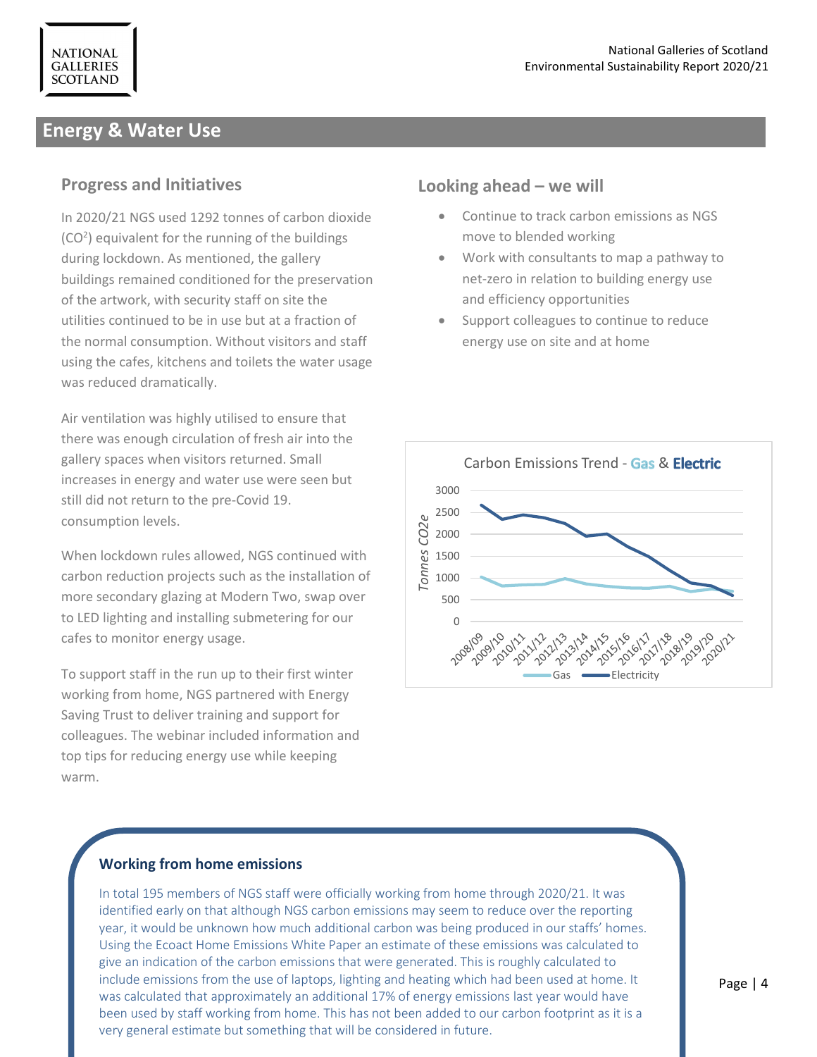## Energy & Water Use

### Progress and Initiatives

In 2020/21 NGS used 1292 tonnes of carbon dioxide ($CO^2$) equivalent for the running of the buildings during lockdown. As mentioned, the gallery buildings remained conditioned for the preservation of the artwork, with security staff on site the utilities continued to be in use but at a fraction of the normal consumption. Without visitors and staff using the cafes, kitchens and toilets the water usage was reduced dramatically.

Air ventilation was highly utilised to ensure that there was enough circulation of fresh air into the gallery spaces when visitors returned. Small increases in energy and water use were seen but still did not return to the pre-Covid 19. consumption levels.

When lockdown rules allowed, NGS continued with carbon reduction projects such as the installation of more secondary glazing at Modern Two, swap over to LED lighting and installing submetering for our cafes to monitor energy usage.

To support staff in the run up to their first winter working from home, NGS partnered with Energy Saving Trust to deliver training and support for colleagues. The webinar included information and top tips for reducing energy use while keeping warm.

### Looking ahead – we will

- Continue to track carbon emissions as NGS move to blended working
- Work with consultants to map a pathway to net-zero in relation to building energy use and efficiency opportunities
- Support colleagues to continue to reduce energy use on site and at home

Carbon Emissions Trend - Gas & Electric

### Working from home emissions

In total 195 members of NGS staff were officially working from home through 2020/21. It was identified early on that although NGS carbon emissions may seem to reduce over the reporting year, it would be unknown how much additional carbon was being produced in our staffs' homes. Using the Ecoact Home Emissions White Paper an estimate of these emissions was calculated to give an indication of the carbon emissions that were generated. This is roughly calculated to include emissions from the use of laptops, lighting and heating which had been used at home. It was calculated that approximately an additional 17% of energy emissions last year would have been used by staff working from home. This has not been added to our carbon footprint as it is a very general estimate but something that will be considered in future.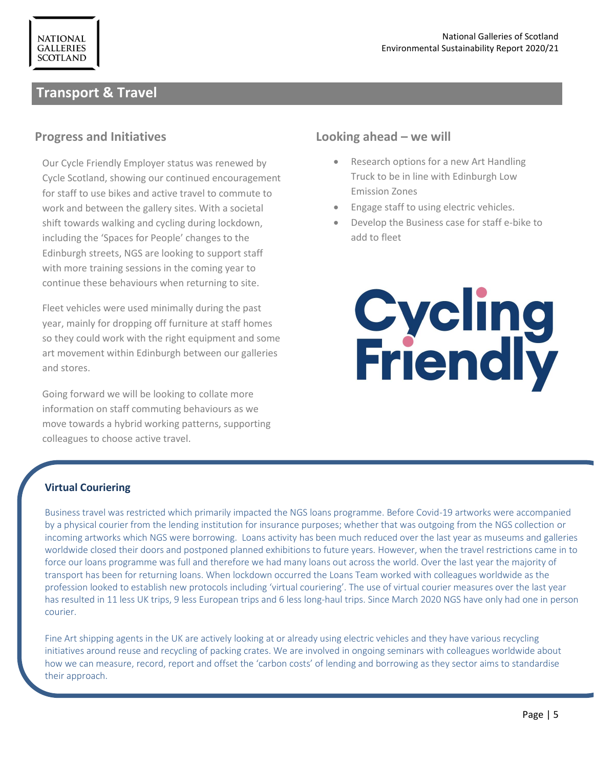## Transport & Travel

### Progress and Initiatives

Our Cycle Friendly Employer status was renewed by Cycle Scotland, showing our continued encouragement for staff to use bikes and active travel to commute to work and between the gallery sites. With a societal shift towards walking and cycling during lockdown, including the 'Spaces for People' changes to the Edinburgh streets, NGS are looking to support staff with more training sessions in the coming year to continue these behaviours when returning to site.

Fleet vehicles were used minimally during the past year, mainly for dropping off furniture at staff homes so they could work with the right equipment and some art movement within Edinburgh between our galleries and stores.

Going forward we will be looking to collate more information on staff commuting behaviours as we move towards a hybrid working patterns, supporting colleagues to choose active travel.

### Looking ahead – we will

- Research options for a new Art Handling Truck to be in line with Edinburgh Low Emission Zones
- Engage staff to using electric vehicles.
- Develop the Business case for staff e-bike to add to fleet

Cycling Friendly

### Virtual Couriering

Business travel was restricted which primarily impacted the NGS loans programme. Before Covid-19 artworks were accompanied by a physical courier from the lending institution for insurance purposes; whether that was outgoing from the NGS collection or incoming artworks which NGS were borrowing. Loans activity has been much reduced over the last year as museums and galleries worldwide closed their doors and postponed planned exhibitions to future years. However, when the travel restrictions came in to force our loans programme was full and therefore we had many loans out across the world. Over the last year the majority of transport has been for returning loans. When lockdown occurred the Loans Team worked with colleagues worldwide as the profession looked to establish new protocols including 'virtual couriering'. The use of virtual courier measures over the last year has resulted in 11 less UK trips, 9 less European trips and 6 less long-haul trips. Since March 2020 NGS have only had one in person courier.

Fine Art shipping agents in the UK are actively looking at or already using electric vehicles and they have various recycling initiatives around reuse and recycling of packing crates. We are involved in ongoing seminars with colleagues worldwide about how we can measure, record, report and offset the 'carbon costs' of lending and borrowing as they sector aims to standardise their approach.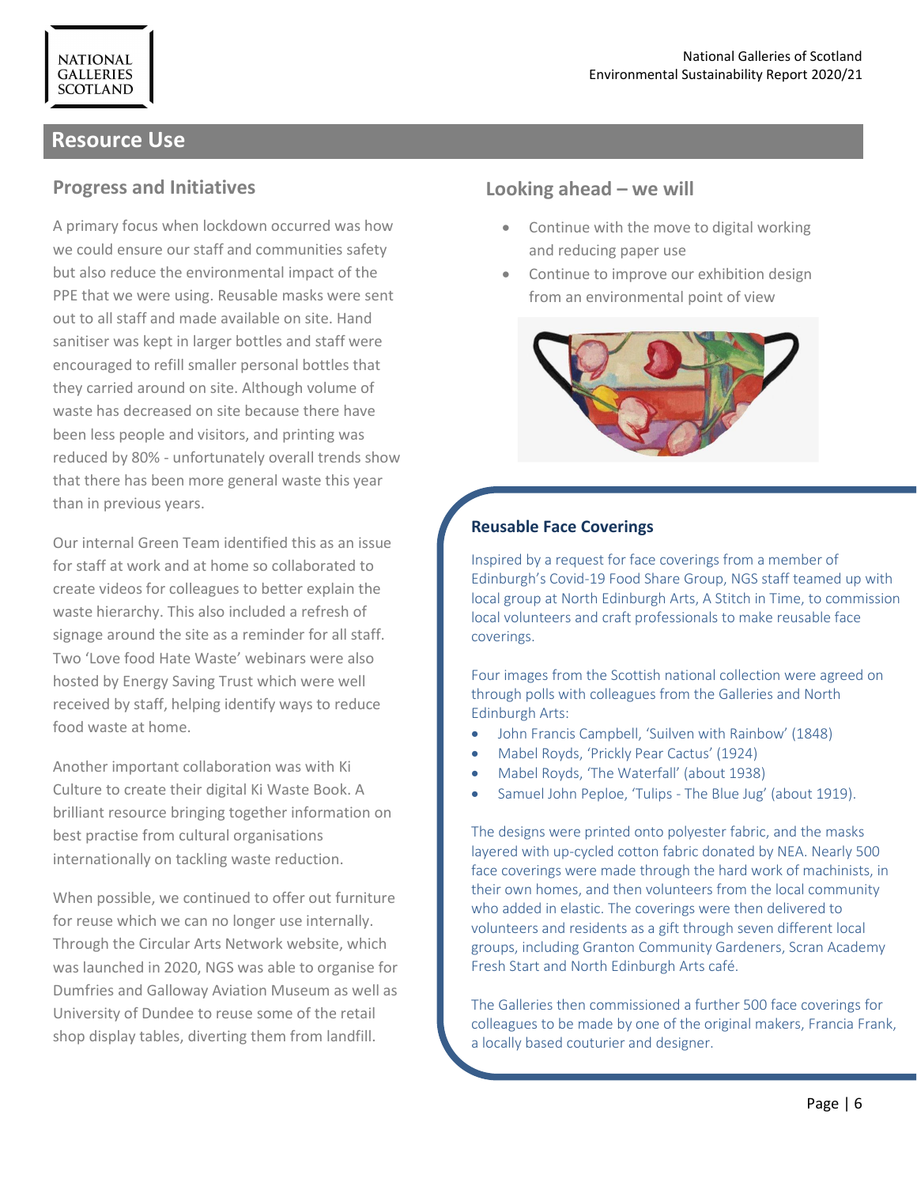## Resource Use

### Progress and Initiatives

A primary focus when lockdown occurred was how we could ensure our staff and communities safety but also reduce the environmental impact of the PPE that we were using. Reusable masks were sent out to all staff and made available on site. Hand sanitiser was kept in larger bottles and staff were encouraged to refill smaller personal bottles that they carried around on site. Although volume of waste has decreased on site because there have been less people and visitors, and printing was reduced by 80% - unfortunately overall trends show that there has been more general waste this year than in previous years.

Our internal Green Team identified this as an issue for staff at work and at home so collaborated to create videos for colleagues to better explain the waste hierarchy. This also included a refresh of signage around the site as a reminder for all staff. Two 'Love food Hate Waste' webinars were also hosted by Energy Saving Trust which were well received by staff, helping identify ways to reduce food waste at home.

Another important collaboration was with Ki Culture to create their digital Ki Waste Book. A brilliant resource bringing together information on best practise from cultural organisations internationally on tackling waste reduction.

When possible, we continued to offer out furniture for reuse which we can no longer use internally. Through the Circular Arts Network website, which was launched in 2020, NGS was able to organise for Dumfries and Galloway Aviation Museum as well as University of Dundee to reuse some of the retail shop display tables, diverting them from landfill.

### Looking ahead – we will

- Continue with the move to digital working and reducing paper use
- Continue to improve our exhibition design from an environmental point of view

### Reusable Face Coverings

Inspired by a request for face coverings from a member of Edinburgh's Covid-19 Food Share Group, NGS staff teamed up with local group at North Edinburgh Arts, A Stitch in Time, to commission local volunteers and craft professionals to make reusable face coverings.

Four images from the Scottish national collection were agreed on through polls with colleagues from the Galleries and North Edinburgh Arts:

- John Francis Campbell, 'Suilven with Rainbow' (1848)
- Mabel Royds, 'Prickly Pear Cactus' (1924)
- Mabel Royds, 'The Waterfall' (about 1938)
- Samuel John Peploe, 'Tulips - The Blue Jug' (about 1919).

The designs were printed onto polyester fabric, and the masks layered with up-cycled cotton fabric donated by NEA. Nearly 500 face coverings were made through the hard work of machinists, in their own homes, and then volunteers from the local community who added in elastic. The coverings were then delivered to volunteers and residents as a gift through seven different local groups, including Granton Community Gardeners, Scran Academy Fresh Start and North Edinburgh Arts café.

The Galleries then commissioned a further 500 face coverings for colleagues to be made by one of the original makers, Francia Frank, a locally based couturier and designer.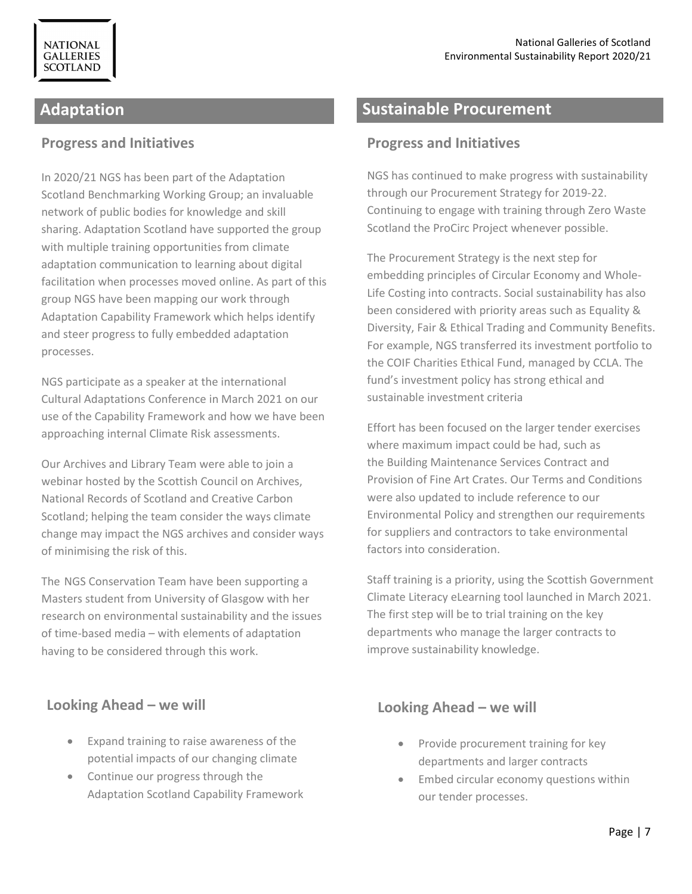## Adaptation

### Progress and Initiatives

In 2020/21 NGS has been part of the Adaptation Scotland Benchmarking Working Group; an invaluable network of public bodies for knowledge and skill sharing. Adaptation Scotland have supported the group with multiple training opportunities from climate adaptation communication to learning about digital facilitation when processes moved online. As part of this group NGS have been mapping our work through Adaptation Capability Framework which helps identify and steer progress to fully embedded adaptation processes.

NGS participate as a speaker at the international Cultural Adaptations Conference in March 2021 on our use of the Capability Framework and how we have been approaching internal Climate Risk assessments.

Our Archives and Library Team were able to join a webinar hosted by the Scottish Council on Archives, National Records of Scotland and Creative Carbon Scotland; helping the team consider the ways climate change may impact the NGS archives and consider ways of minimising the risk of this.

The NGS Conservation Team have been supporting a Masters student from University of Glasgow with her research on environmental sustainability and the issues of time-based media – with elements of adaptation having to be considered through this work.

### Looking Ahead – we will

- Expand training to raise awareness of the potential impacts of our changing climate
- Continue our progress through the Adaptation Scotland Capability Framework

## Sustainable Procurement

### Progress and Initiatives

NGS has continued to make progress with sustainability through our Procurement Strategy for 2019-22. Continuing to engage with training through Zero Waste Scotland the ProCirc Project whenever possible.

The Procurement Strategy is the next step for embedding principles of Circular Economy and Whole-Life Costing into contracts. Social sustainability has also been considered with priority areas such as Equality & Diversity, Fair & Ethical Trading and Community Benefits. For example, NGS transferred its investment portfolio to the COIF Charities Ethical Fund, managed by CCLA. The fund's investment policy has strong ethical and sustainable investment criteria

Effort has been focused on the larger tender exercises where maximum impact could be had, such as the Building Maintenance Services Contract and Provision of Fine Art Crates. Our Terms and Conditions were also updated to include reference to our Environmental Policy and strengthen our requirements for suppliers and contractors to take environmental factors into consideration.

Staff training is a priority, using the Scottish Government Climate Literacy eLearning tool launched in March 2021. The first step will be to trial training on the key departments who manage the larger contracts to improve sustainability knowledge.

### Looking Ahead – we will

- Provide procurement training for key departments and larger contracts
- Embed circular economy questions within our tender processes.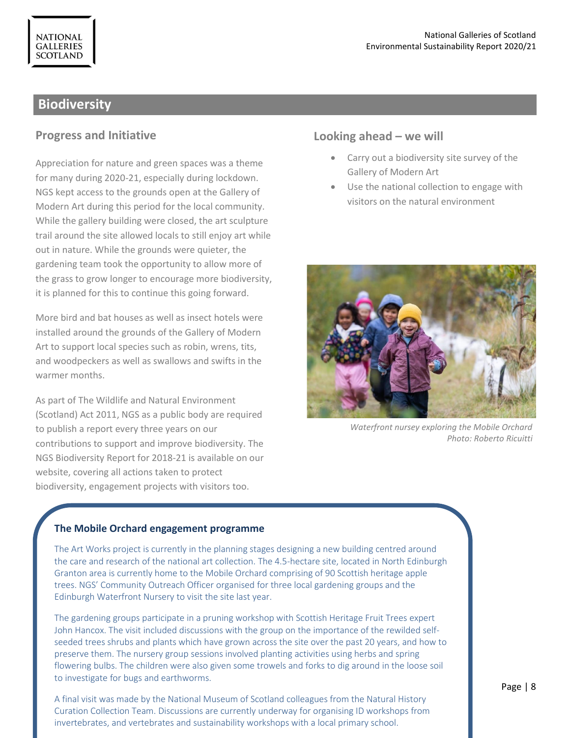## Biodiversity

### Progress and Initiative

Appreciation for nature and green spaces was a theme for many during 2020-21, especially during lockdown. NGS kept access to the grounds open at the Gallery of Modern Art during this period for the local community. While the gallery building were closed, the art sculpture trail around the site allowed locals to still enjoy art while out in nature. While the grounds were quieter, the gardening team took the opportunity to allow more of the grass to grow longer to encourage more biodiversity, it is planned for this to continue this going forward.

More bird and bat houses as well as insect hotels were installed around the grounds of the Gallery of Modern Art to support local species such as robin, wrens, tits, and woodpeckers as well as swallows and swifts in the warmer months.

As part of The Wildlife and Natural Environment (Scotland) Act 2011, NGS as a public body are required to publish a report every three years on our contributions to support and improve biodiversity. The NGS Biodiversity Report for 2018-21 is available on our website, covering all actions taken to protect biodiversity, engagement projects with visitors too.

### Looking ahead – we will

- Carry out a biodiversity site survey of the Gallery of Modern Art
- Use the national collection to engage with visitors on the natural environment

*Waterfront nursey exploring the Mobile Orchard*
*Photo: Roberto Ricuitti*

#### The Mobile Orchard engagement programme

The Art Works project is currently in the planning stages designing a new building centred around the care and research of the national art collection. The 4.5-hectare site, located in North Edinburgh Granton area is currently home to the Mobile Orchard comprising of 90 Scottish heritage apple trees. NGS' Community Outreach Officer organised for three local gardening groups and the Edinburgh Waterfront Nursery to visit the site last year.

The gardening groups participate in a pruning workshop with Scottish Heritage Fruit Trees expert John Hancox. The visit included discussions with the group on the importance of the rewilded self-seeded trees shrubs and plants which have grown across the site over the past 20 years, and how to preserve them. The nursery group sessions involved planting activities using herbs and spring flowering bulbs. The children were also given some trowels and forks to dig around in the loose soil to investigate for bugs and earthworms.

A final visit was made by the National Museum of Scotland colleagues from the Natural History Curation Collection Team. Discussions are currently underway for organising ID workshops from invertebrates, and vertebrates and sustainability workshops with a local primary school.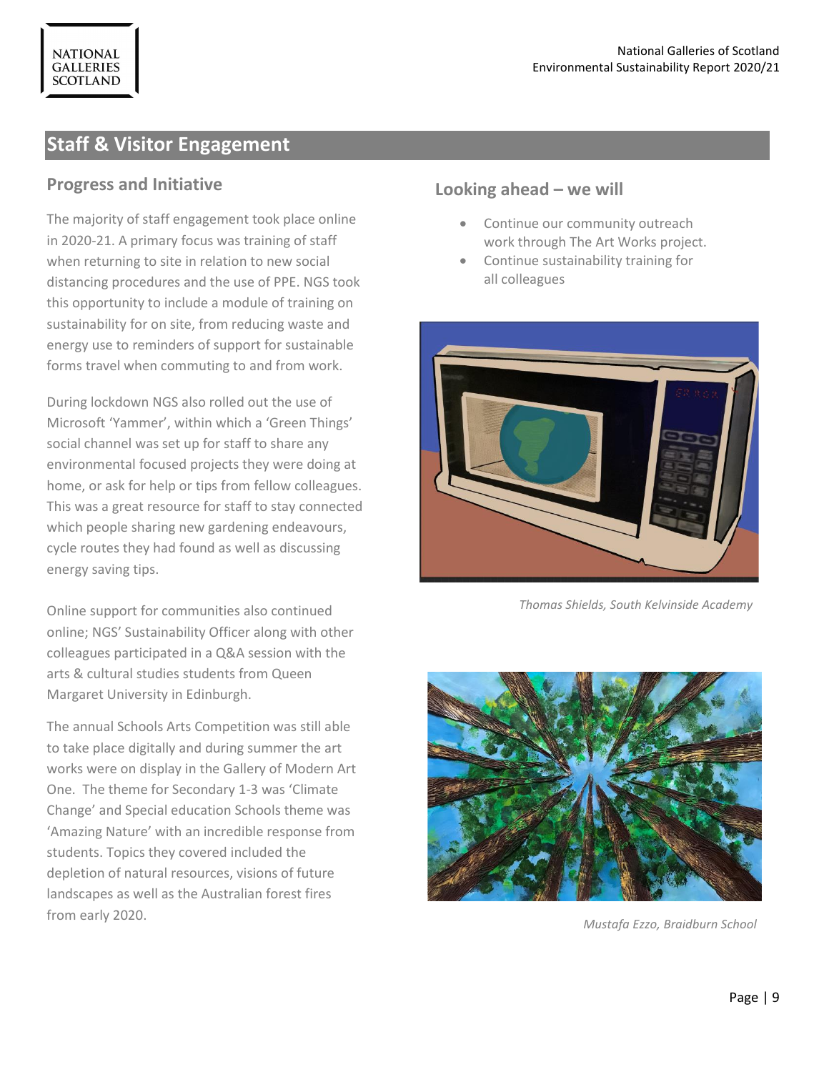## Staff & Visitor Engagement

### Progress and Initiative

The majority of staff engagement took place online in 2020-21. A primary focus was training of staff when returning to site in relation to new social distancing procedures and the use of PPE. NGS took this opportunity to include a module of training on sustainability for on site, from reducing waste and energy use to reminders of support for sustainable forms travel when commuting to and from work.

During lockdown NGS also rolled out the use of Microsoft 'Yammer', within which a 'Green Things' social channel was set up for staff to share any environmental focused projects they were doing at home, or ask for help or tips from fellow colleagues. This was a great resource for staff to stay connected which people sharing new gardening endeavours, cycle routes they had found as well as discussing energy saving tips.

Online support for communities also continued online; NGS' Sustainability Officer along with other colleagues participated in a Q&A session with the arts & cultural studies students from Queen Margaret University in Edinburgh.

The annual Schools Arts Competition was still able to take place digitally and during summer the art works were on display in the Gallery of Modern Art One. The theme for Secondary 1-3 was 'Climate Change' and Special education Schools theme was 'Amazing Nature' with an incredible response from students. Topics they covered included the depletion of natural resources, visions of future landscapes as well as the Australian forest fires from early 2020.

### Looking ahead – we will

- Continue our community outreach work through The Art Works project.
- Continue sustainability training for all colleagues

*Thomas Shields, South Kelvinside Academy*

*Mustafa Ezzo, Braidburn School*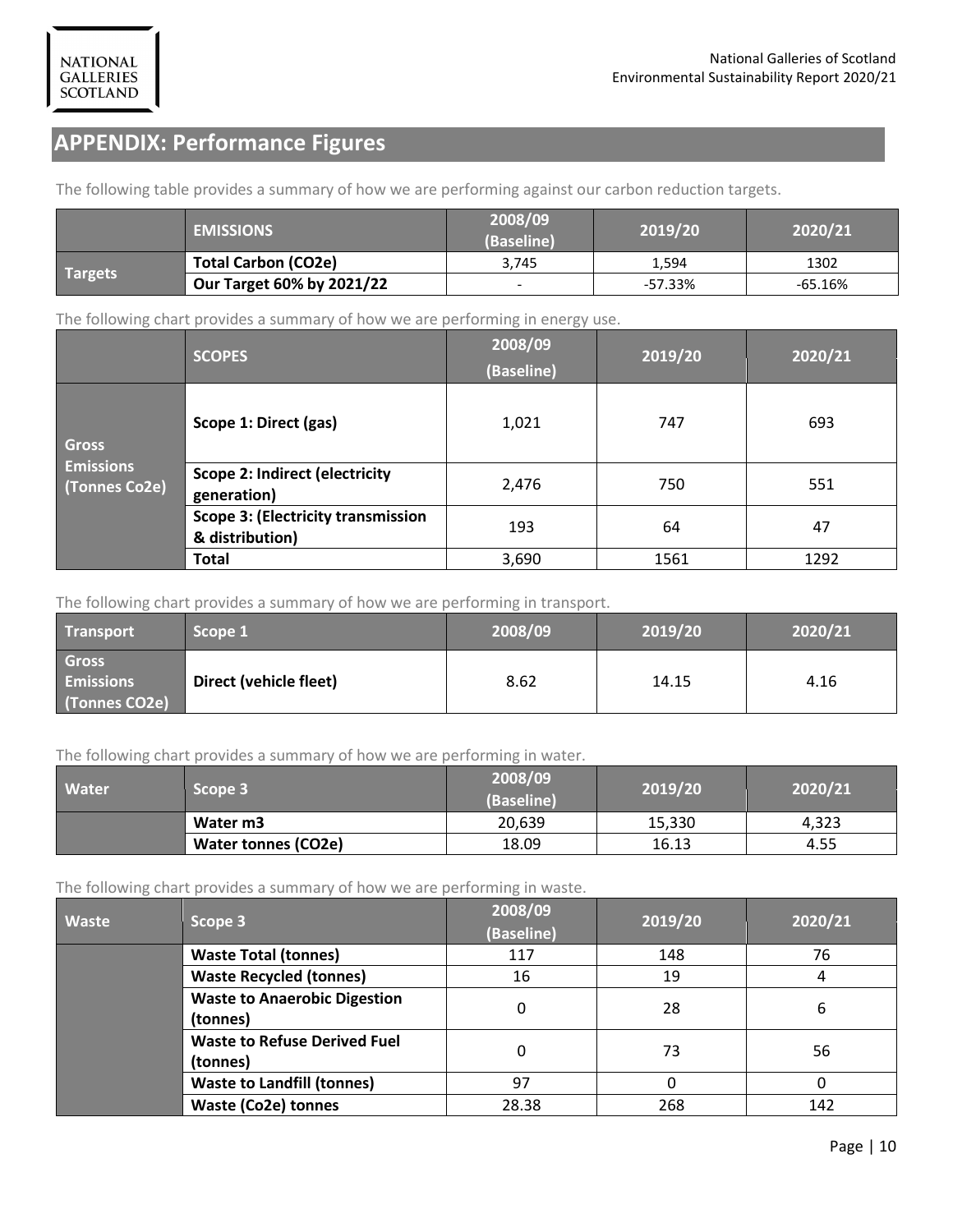## APPENDIX: Performance Figures

The following table provides a summary of how we are performing against our carbon reduction targets.

| | EMISSIONS | 2008/09 (Baseline) | 2019/20 | 2020/21 |
|---|---|---|---|---|
| Targets | **Total Carbon (CO2e)** | 3,745 | 1,594 | 1302 |
| | **Our Target 60% by 2021/22** | - | -57.33% | -65.16% |

The following chart provides a summary of how we are performing in energy use.

| | SCOPES | 2008/09 (Baseline) | 2019/20 | 2020/21 |
|---|---|---|---|---|
| Gross Emissions (Tonnes Co2e) | **Scope 1: Direct (gas)** | 1,021 | 747 | 693 |
| | **Scope 2: Indirect (electricity generation)** | 2,476 | 750 | 551 |
| | **Scope 3: (Electricity transmission & distribution)** | 193 | 64 | 47 |
| | **Total** | 3,690 | 1561 | 1292 |

The following chart provides a summary of how we are performing in transport.

| Transport | Scope 1 | 2008/09 | 2019/20 | 2020/21 |
|---|---|---|---|---|
| Gross Emissions (Tonnes CO2e) | **Direct (vehicle fleet)** | 8.62 | 14.15 | 4.16 |

The following chart provides a summary of how we are performing in water.

| Water | Scope 3 | 2008/09 (Baseline) | 2019/20 | 2020/21 |
|---|---|---|---|---|
| | **Water m3** | 20,639 | 15,330 | 4,323 |
| | **Water tonnes (CO2e)** | 18.09 | 16.13 | 4.55 |

The following chart provides a summary of how we are performing in waste.

| Waste | Scope 3 | 2008/09 (Baseline) | 2019/20 | 2020/21 |
|---|---|---|---|---|
| | **Waste Total (tonnes)** | 117 | 148 | 76 |
| | **Waste Recycled (tonnes)** | 16 | 19 | 4 |
| | **Waste to Anaerobic Digestion (tonnes)** | 0 | 28 | 6 |
| | **Waste to Refuse Derived Fuel (tonnes)** | 0 | 73 | 56 |
| | **Waste to Landfill (tonnes)** | 97 | 0 | 0 |
| | **Waste (Co2e) tonnes** | 28.38 | 268 | 142 |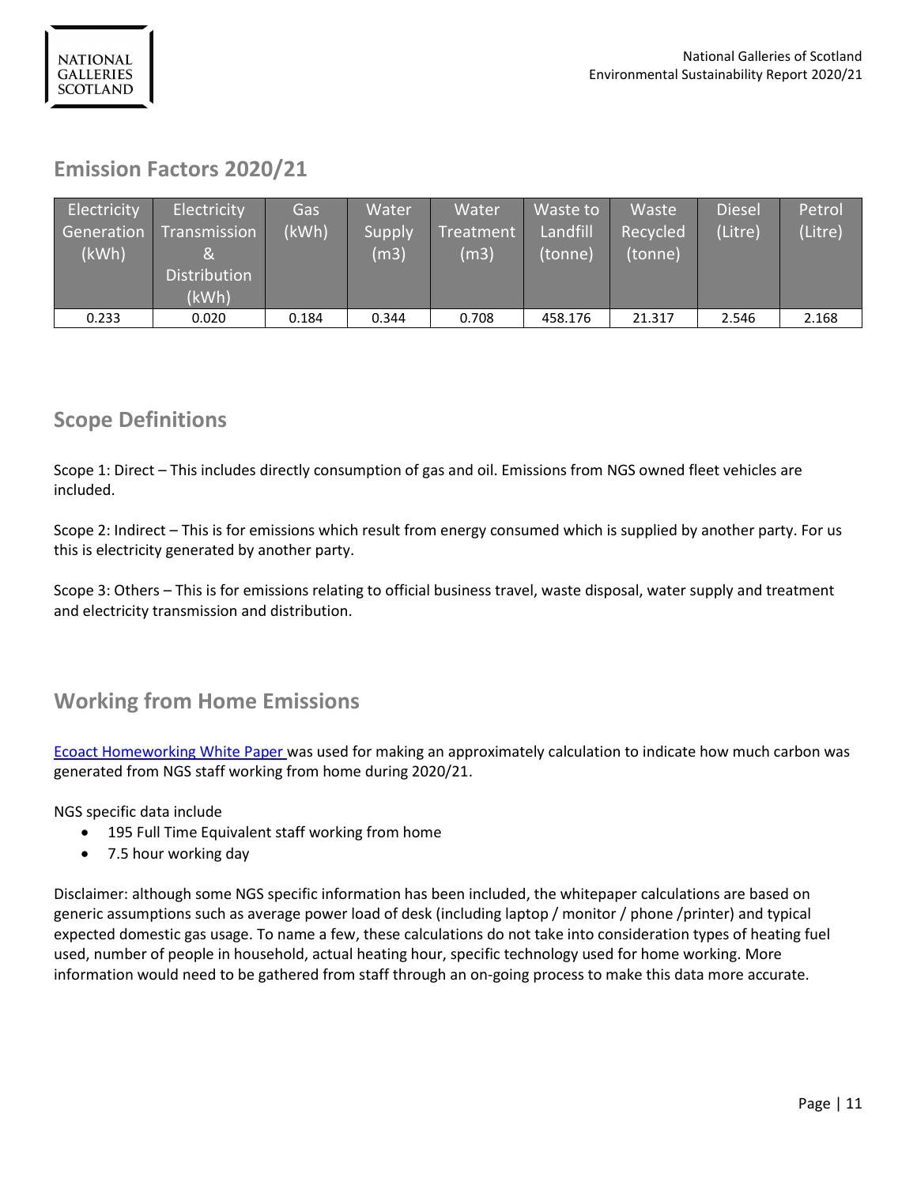## Emission Factors 2020/21

| Electricity Generation (kWh) | Electricity Transmission & Distribution (kWh) | Gas (kWh) | Water Supply (m3) | Water Treatment (m3) | Waste to Landfill (tonne) | Waste Recycled (tonne) | Diesel (Litre) | Petrol (Litre) |
|---|---|---|---|---|---|---|---|---|
| 0.233 | 0.020 | 0.184 | 0.344 | 0.708 | 458.176 | 21.317 | 2.546 | 2.168 |

## Scope Definitions

Scope 1: Direct – This includes directly consumption of gas and oil. Emissions from NGS owned fleet vehicles are included.

Scope 2: Indirect – This is for emissions which result from energy consumed which is supplied by another party. For us this is electricity generated by another party.

Scope 3: Others – This is for emissions relating to official business travel, waste disposal, water supply and treatment and electricity transmission and distribution.

## Working from Home Emissions

Ecoact Homeworking White Paper was used for making an approximately calculation to indicate how much carbon was generated from NGS staff working from home during 2020/21.

NGS specific data include

- 195 Full Time Equivalent staff working from home
- 7.5 hour working day

Disclaimer: although some NGS specific information has been included, the whitepaper calculations are based on generic assumptions such as average power load of desk (including laptop / monitor / phone /printer) and typical expected domestic gas usage. To name a few, these calculations do not take into consideration types of heating fuel used, number of people in household, actual heating hour, specific technology used for home working. More information would need to be gathered from staff through an on-going process to make this data more accurate.